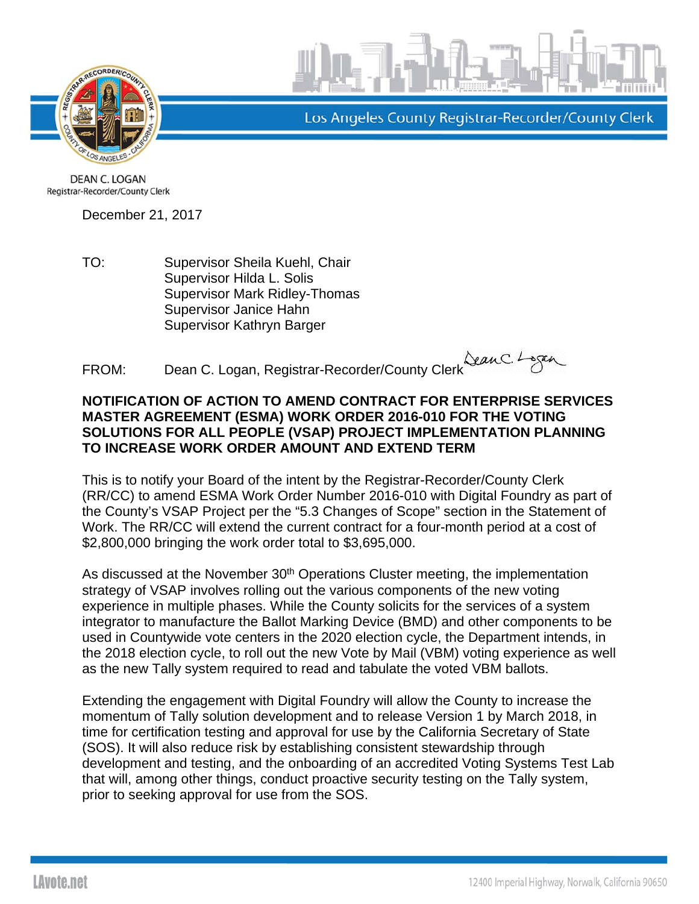Los Angeles County Registrar-Recorder/County Clerk

DEAN C. LOGAN
Registrar-Recorder/County Clerk

December 21, 2017

TO: Supervisor Sheila Kuehl, Chair
Supervisor Hilda L. Solis
Supervisor Mark Ridley-Thomas
Supervisor Janice Hahn
Supervisor Kathryn Barger

FROM: Dean C. Logan, Registrar-Recorder/County Clerk

**NOTIFICATION OF ACTION TO AMEND CONTRACT FOR ENTERPRISE SERVICES MASTER AGREEMENT (ESMA) WORK ORDER 2016-010 FOR THE VOTING SOLUTIONS FOR ALL PEOPLE (VSAP) PROJECT IMPLEMENTATION PLANNING TO INCREASE WORK ORDER AMOUNT AND EXTEND TERM**

This is to notify your Board of the intent by the Registrar-Recorder/County Clerk (RR/CC) to amend ESMA Work Order Number 2016-010 with Digital Foundry as part of the County's VSAP Project per the "5.3 Changes of Scope" section in the Statement of Work. The RR/CC will extend the current contract for a four-month period at a cost of $2,800,000 bringing the work order total to $3,695,000.

As discussed at the November 30th Operations Cluster meeting, the implementation strategy of VSAP involves rolling out the various components of the new voting experience in multiple phases. While the County solicits for the services of a system integrator to manufacture the Ballot Marking Device (BMD) and other components to be used in Countywide vote centers in the 2020 election cycle, the Department intends, in the 2018 election cycle, to roll out the new Vote by Mail (VBM) voting experience as well as the new Tally system required to read and tabulate the voted VBM ballots.

Extending the engagement with Digital Foundry will allow the County to increase the momentum of Tally solution development and to release Version 1 by March 2018, in time for certification testing and approval for use by the California Secretary of State (SOS). It will also reduce risk by establishing consistent stewardship through development and testing, and the onboarding of an accredited Voting Systems Test Lab that will, among other things, conduct proactive security testing on the Tally system, prior to seeking approval for use from the SOS.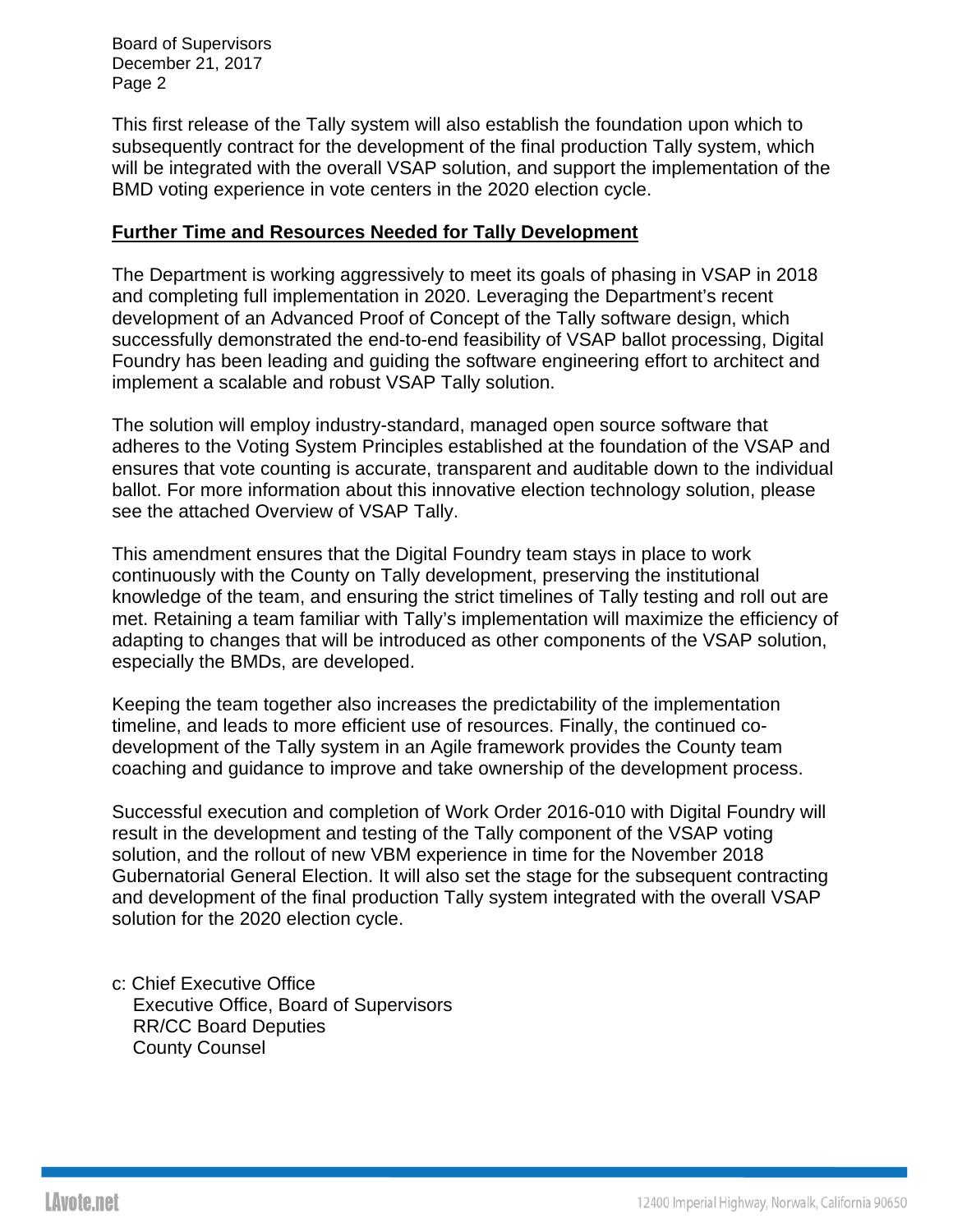This first release of the Tally system will also establish the foundation upon which to subsequently contract for the development of the final production Tally system, which will be integrated with the overall VSAP solution, and support the implementation of the BMD voting experience in vote centers in the 2020 election cycle.

**Further Time and Resources Needed for Tally Development**

The Department is working aggressively to meet its goals of phasing in VSAP in 2018 and completing full implementation in 2020. Leveraging the Department's recent development of an Advanced Proof of Concept of the Tally software design, which successfully demonstrated the end-to-end feasibility of VSAP ballot processing, Digital Foundry has been leading and guiding the software engineering effort to architect and implement a scalable and robust VSAP Tally solution.

The solution will employ industry-standard, managed open source software that adheres to the Voting System Principles established at the foundation of the VSAP and ensures that vote counting is accurate, transparent and auditable down to the individual ballot. For more information about this innovative election technology solution, please see the attached Overview of VSAP Tally.

This amendment ensures that the Digital Foundry team stays in place to work continuously with the County on Tally development, preserving the institutional knowledge of the team, and ensuring the strict timelines of Tally testing and roll out are met. Retaining a team familiar with Tally's implementation will maximize the efficiency of adapting to changes that will be introduced as other components of the VSAP solution, especially the BMDs, are developed.

Keeping the team together also increases the predictability of the implementation timeline, and leads to more efficient use of resources. Finally, the continued co-development of the Tally system in an Agile framework provides the County team coaching and guidance to improve and take ownership of the development process.

Successful execution and completion of Work Order 2016-010 with Digital Foundry will result in the development and testing of the Tally component of the VSAP voting solution, and the rollout of new VBM experience in time for the November 2018 Gubernatorial General Election. It will also set the stage for the subsequent contracting and development of the final production Tally system integrated with the overall VSAP solution for the 2020 election cycle.

c: Chief Executive Office
Executive Office, Board of Supervisors
RR/CC Board Deputies
County Counsel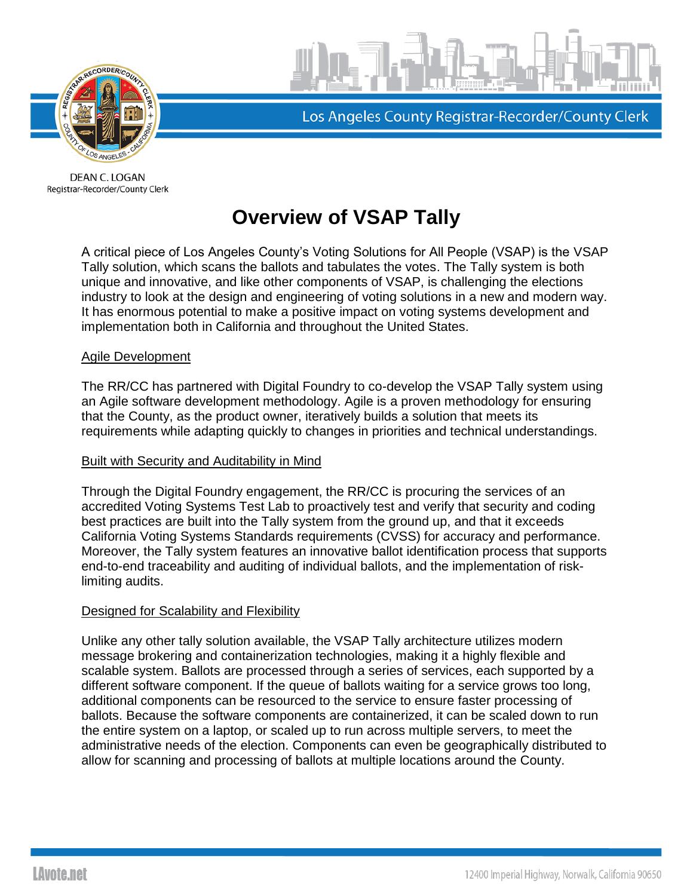Los Angeles County Registrar-Recorder/County Clerk

DEAN C. LOGAN
Registrar-Recorder/County Clerk

# Overview of VSAP Tally

A critical piece of Los Angeles County's Voting Solutions for All People (VSAP) is the VSAP Tally solution, which scans the ballots and tabulates the votes. The Tally system is both unique and innovative, and like other components of VSAP, is challenging the elections industry to look at the design and engineering of voting solutions in a new and modern way. It has enormous potential to make a positive impact on voting systems development and implementation both in California and throughout the United States.

## Agile Development

The RR/CC has partnered with Digital Foundry to co-develop the VSAP Tally system using an Agile software development methodology. Agile is a proven methodology for ensuring that the County, as the product owner, iteratively builds a solution that meets its requirements while adapting quickly to changes in priorities and technical understandings.

## Built with Security and Auditability in Mind

Through the Digital Foundry engagement, the RR/CC is procuring the services of an accredited Voting Systems Test Lab to proactively test and verify that security and coding best practices are built into the Tally system from the ground up, and that it exceeds California Voting Systems Standards requirements (CVSS) for accuracy and performance. Moreover, the Tally system features an innovative ballot identification process that supports end-to-end traceability and auditing of individual ballots, and the implementation of risk-limiting audits.

## Designed for Scalability and Flexibility

Unlike any other tally solution available, the VSAP Tally architecture utilizes modern message brokering and containerization technologies, making it a highly flexible and scalable system. Ballots are processed through a series of services, each supported by a different software component. If the queue of ballots waiting for a service grows too long, additional components can be resourced to the service to ensure faster processing of ballots. Because the software components are containerized, it can be scaled down to run the entire system on a laptop, or scaled up to run across multiple servers, to meet the administrative needs of the election. Components can even be geographically distributed to allow for scanning and processing of ballots at multiple locations around the County.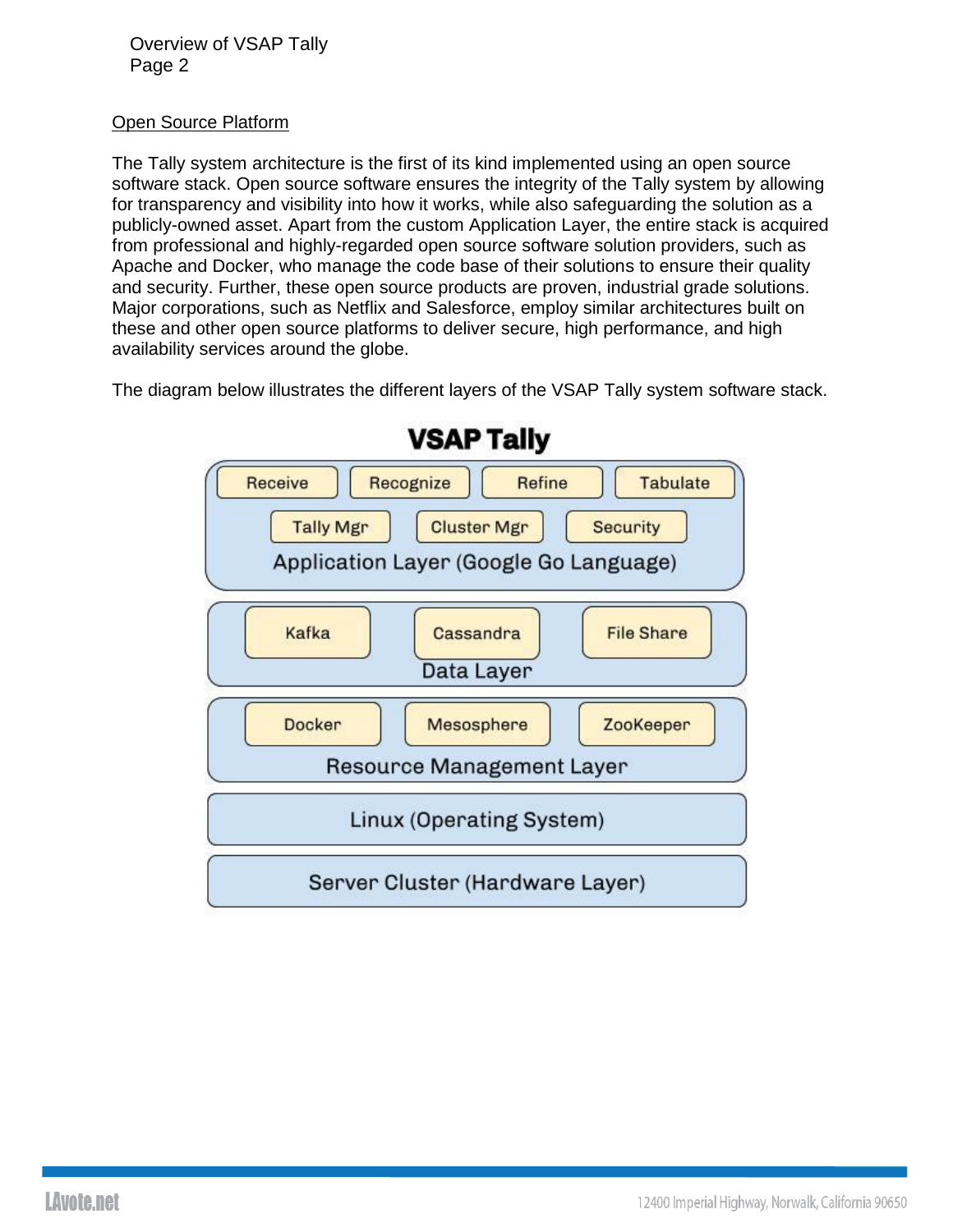## Open Source Platform

The Tally system architecture is the first of its kind implemented using an open source software stack. Open source software ensures the integrity of the Tally system by allowing for transparency and visibility into how it works, while also safeguarding the solution as a publicly-owned asset. Apart from the custom Application Layer, the entire stack is acquired from professional and highly-regarded open source software solution providers, such as Apache and Docker, who manage the code base of their solutions to ensure their quality and security. Further, these open source products are proven, industrial grade solutions. Major corporations, such as Netflix and Salesforce, employ similar architectures built on these and other open source platforms to deliver secure, high performance, and high availability services around the globe.

The diagram below illustrates the different layers of the VSAP Tally system software stack.

VSAP Tally

Receive
Recognize
Refine
Tabulate
Tally Mgr
Cluster Mgr
Security
Application Layer (Google Go Language)

Kafka
Cassandra
File Share
Data Layer

Docker
Mesosphere
ZooKeeper
Resource Management Layer

Linux (Operating System)

Server Cluster (Hardware Layer)